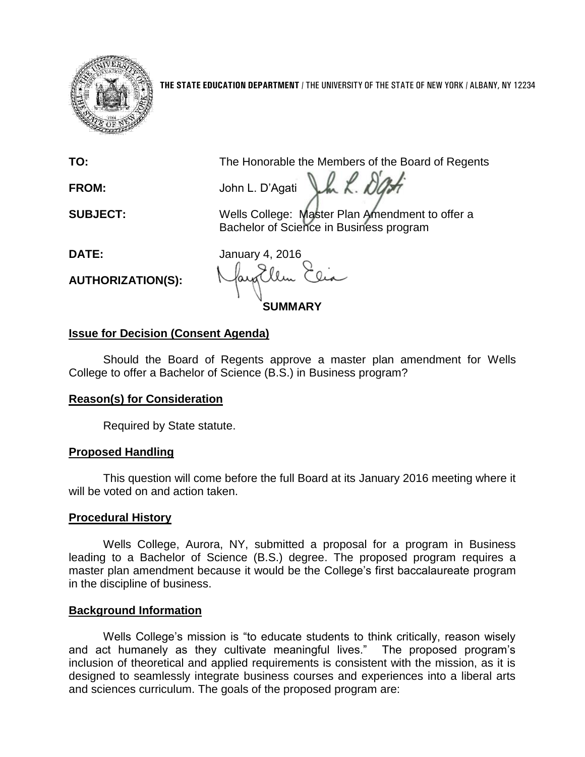**THE STATE EDUCATION DEPARTMENT** / THE UNIVERSITY OF THE STATE OF NEW YORK / ALBANY, NY 12234

| | |
|---|---|
| **TO:** | The Honorable the Members of the Board of Regents |
| **FROM:** | John L. D'Agati |
| **SUBJECT:** | Wells College: Master Plan Amendment to offer a Bachelor of Science in Business program |
| **DATE:** | January 4, 2016 |
| **AUTHORIZATION(S):** | |

**SUMMARY**

**Issue for Decision (Consent Agenda)**

Should the Board of Regents approve a master plan amendment for Wells College to offer a Bachelor of Science (B.S.) in Business program?

**Reason(s) for Consideration**

Required by State statute.

**Proposed Handling**

This question will come before the full Board at its January 2016 meeting where it will be voted on and action taken.

**Procedural History**

Wells College, Aurora, NY, submitted a proposal for a program in Business leading to a Bachelor of Science (B.S.) degree. The proposed program requires a master plan amendment because it would be the College's first baccalaureate program in the discipline of business.

**Background Information**

Wells College's mission is "to educate students to think critically, reason wisely and act humanely as they cultivate meaningful lives." The proposed program's inclusion of theoretical and applied requirements is consistent with the mission, as it is designed to seamlessly integrate business courses and experiences into a liberal arts and sciences curriculum. The goals of the proposed program are: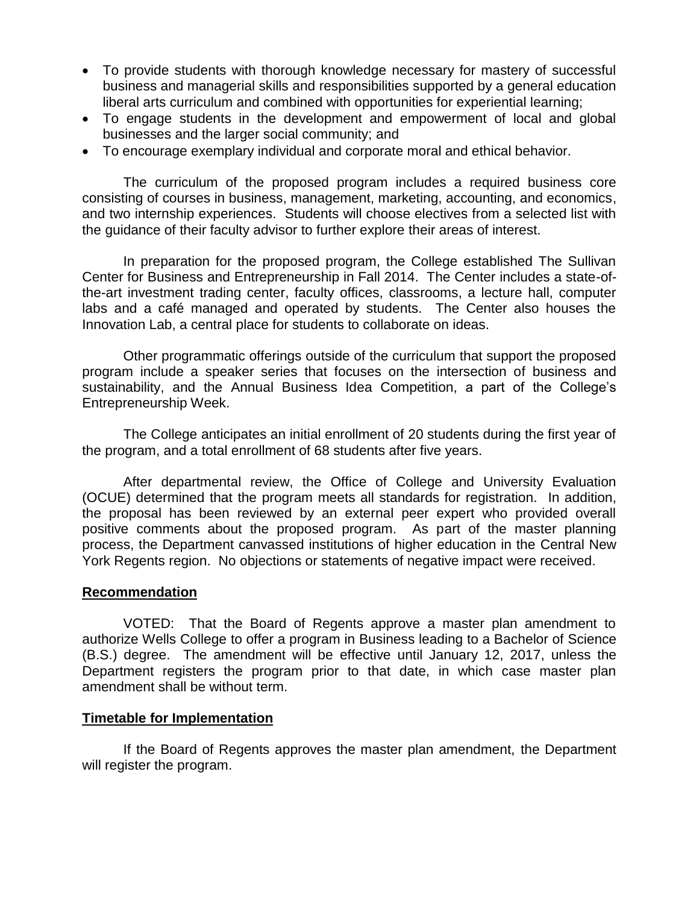- To provide students with thorough knowledge necessary for mastery of successful business and managerial skills and responsibilities supported by a general education liberal arts curriculum and combined with opportunities for experiential learning;
- To engage students in the development and empowerment of local and global businesses and the larger social community; and
- To encourage exemplary individual and corporate moral and ethical behavior.

The curriculum of the proposed program includes a required business core consisting of courses in business, management, marketing, accounting, and economics, and two internship experiences. Students will choose electives from a selected list with the guidance of their faculty advisor to further explore their areas of interest.

In preparation for the proposed program, the College established The Sullivan Center for Business and Entrepreneurship in Fall 2014. The Center includes a state-of-the-art investment trading center, faculty offices, classrooms, a lecture hall, computer labs and a café managed and operated by students. The Center also houses the Innovation Lab, a central place for students to collaborate on ideas.

Other programmatic offerings outside of the curriculum that support the proposed program include a speaker series that focuses on the intersection of business and sustainability, and the Annual Business Idea Competition, a part of the College's Entrepreneurship Week.

The College anticipates an initial enrollment of 20 students during the first year of the program, and a total enrollment of 68 students after five years.

After departmental review, the Office of College and University Evaluation (OCUE) determined that the program meets all standards for registration. In addition, the proposal has been reviewed by an external peer expert who provided overall positive comments about the proposed program. As part of the master planning process, the Department canvassed institutions of higher education in the Central New York Regents region. No objections or statements of negative impact were received.

## Recommendation

VOTED: That the Board of Regents approve a master plan amendment to authorize Wells College to offer a program in Business leading to a Bachelor of Science (B.S.) degree. The amendment will be effective until January 12, 2017, unless the Department registers the program prior to that date, in which case master plan amendment shall be without term.

## Timetable for Implementation

If the Board of Regents approves the master plan amendment, the Department will register the program.